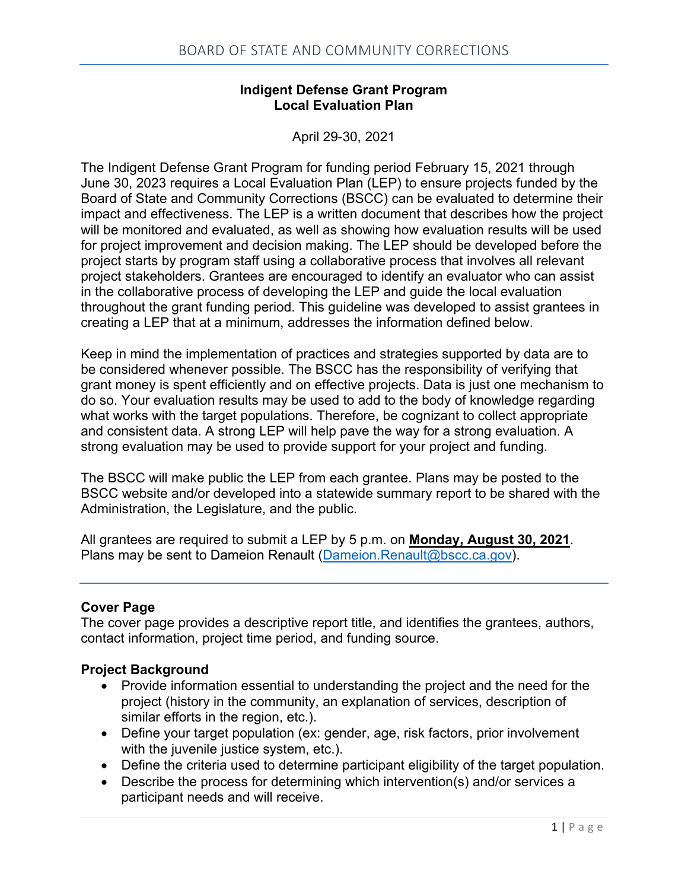# Indigent Defense Grant Program
## Local Evaluation Plan

April 29-30, 2021

The Indigent Defense Grant Program for funding period February 15, 2021 through June 30, 2023 requires a Local Evaluation Plan (LEP) to ensure projects funded by the Board of State and Community Corrections (BSCC) can be evaluated to determine their impact and effectiveness. The LEP is a written document that describes how the project will be monitored and evaluated, as well as showing how evaluation results will be used for project improvement and decision making. The LEP should be developed before the project starts by program staff using a collaborative process that involves all relevant project stakeholders. Grantees are encouraged to identify an evaluator who can assist in the collaborative process of developing the LEP and guide the local evaluation throughout the grant funding period. This guideline was developed to assist grantees in creating a LEP that at a minimum, addresses the information defined below.

Keep in mind the implementation of practices and strategies supported by data are to be considered whenever possible. The BSCC has the responsibility of verifying that grant money is spent efficiently and on effective projects. Data is just one mechanism to do so. Your evaluation results may be used to add to the body of knowledge regarding what works with the target populations. Therefore, be cognizant to collect appropriate and consistent data. A strong LEP will help pave the way for a strong evaluation. A strong evaluation may be used to provide support for your project and funding.

The BSCC will make public the LEP from each grantee. Plans may be posted to the BSCC website and/or developed into a statewide summary report to be shared with the Administration, the Legislature, and the public.

All grantees are required to submit a LEP by 5 p.m. on **Monday, August 30, 2021**. Plans may be sent to Dameion Renault (Dameion.Renault@bscc.ca.gov).

---

### Cover Page

The cover page provides a descriptive report title, and identifies the grantees, authors, contact information, project time period, and funding source.

### Project Background

- Provide information essential to understanding the project and the need for the project (history in the community, an explanation of services, description of similar efforts in the region, etc.).
- Define your target population (ex: gender, age, risk factors, prior involvement with the juvenile justice system, etc.).
- Define the criteria used to determine participant eligibility of the target population.
- Describe the process for determining which intervention(s) and/or services a participant needs and will receive.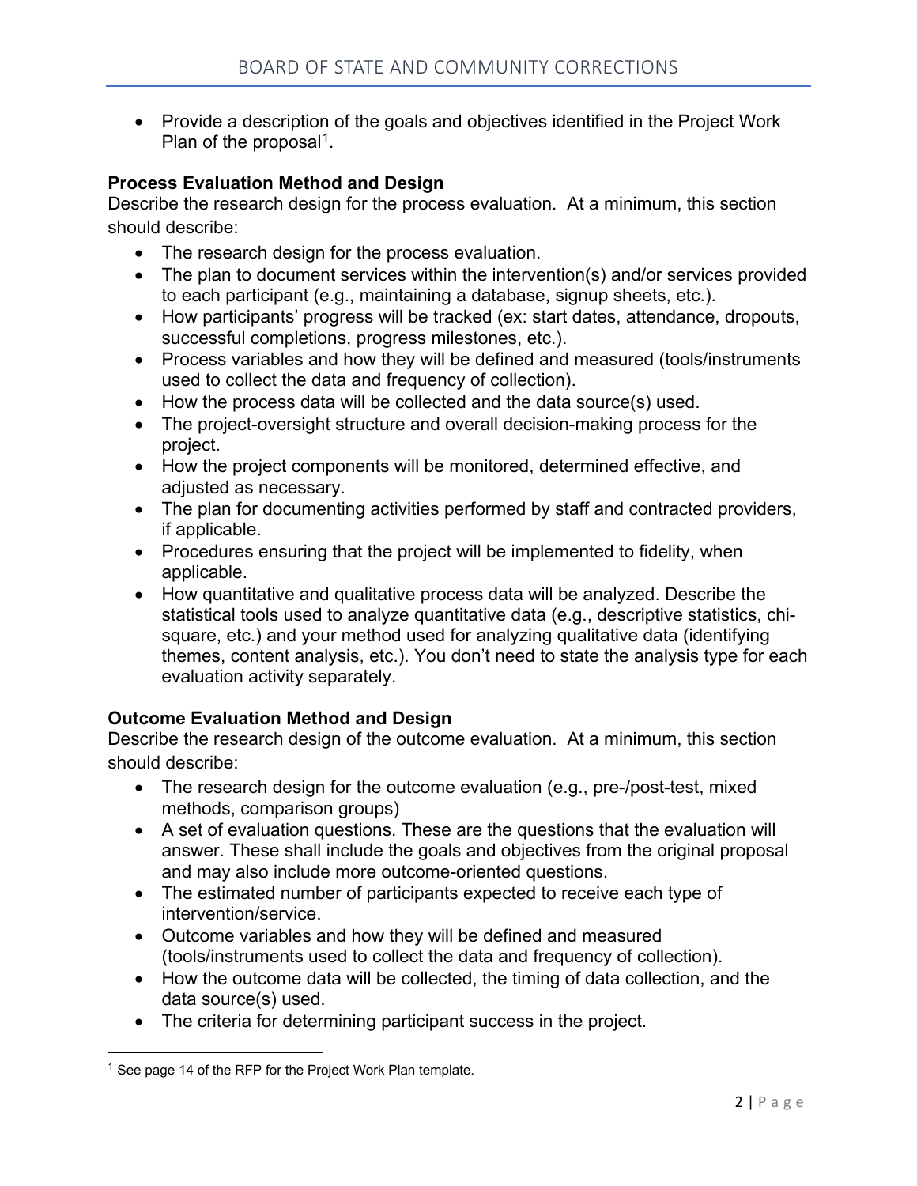- Provide a description of the goals and objectives identified in the Project Work Plan of the proposal[1].

**Process Evaluation Method and Design**

Describe the research design for the process evaluation. At a minimum, this section should describe:

- The research design for the process evaluation.
- The plan to document services within the intervention(s) and/or services provided to each participant (e.g., maintaining a database, signup sheets, etc.).
- How participants' progress will be tracked (ex: start dates, attendance, dropouts, successful completions, progress milestones, etc.).
- Process variables and how they will be defined and measured (tools/instruments used to collect the data and frequency of collection).
- How the process data will be collected and the data source(s) used.
- The project-oversight structure and overall decision-making process for the project.
- How the project components will be monitored, determined effective, and adjusted as necessary.
- The plan for documenting activities performed by staff and contracted providers, if applicable.
- Procedures ensuring that the project will be implemented to fidelity, when applicable.
- How quantitative and qualitative process data will be analyzed. Describe the statistical tools used to analyze quantitative data (e.g., descriptive statistics, chi-square, etc.) and your method used for analyzing qualitative data (identifying themes, content analysis, etc.). You don't need to state the analysis type for each evaluation activity separately.

**Outcome Evaluation Method and Design**

Describe the research design of the outcome evaluation. At a minimum, this section should describe:

- The research design for the outcome evaluation (e.g., pre-/post-test, mixed methods, comparison groups)
- A set of evaluation questions. These are the questions that the evaluation will answer. These shall include the goals and objectives from the original proposal and may also include more outcome-oriented questions.
- The estimated number of participants expected to receive each type of intervention/service.
- Outcome variables and how they will be defined and measured (tools/instruments used to collect the data and frequency of collection).
- How the outcome data will be collected, the timing of data collection, and the data source(s) used.
- The criteria for determining participant success in the project.

[1] See page 14 of the RFP for the Project Work Plan template.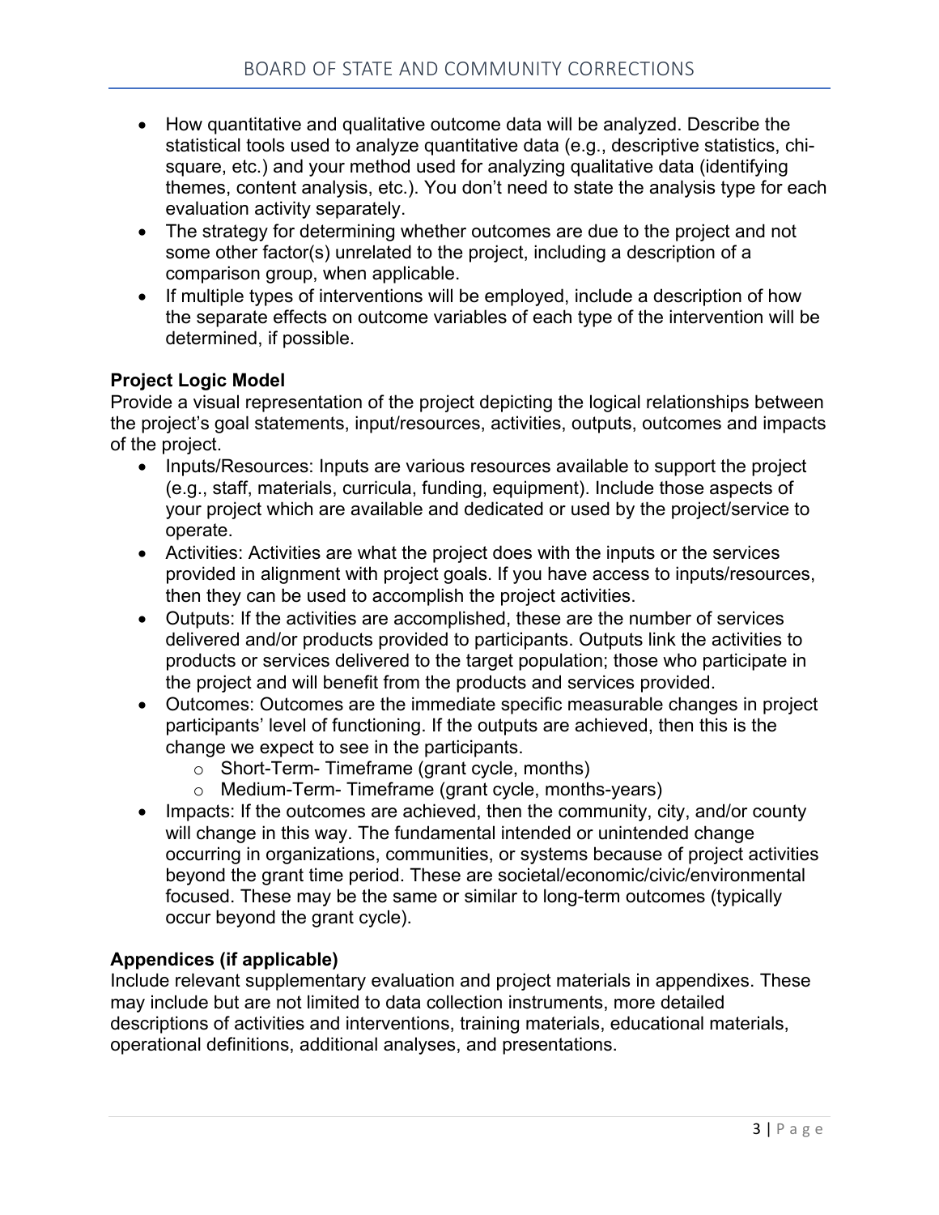- How quantitative and qualitative outcome data will be analyzed. Describe the statistical tools used to analyze quantitative data (e.g., descriptive statistics, chi-square, etc.) and your method used for analyzing qualitative data (identifying themes, content analysis, etc.). You don't need to state the analysis type for each evaluation activity separately.
- The strategy for determining whether outcomes are due to the project and not some other factor(s) unrelated to the project, including a description of a comparison group, when applicable.
- If multiple types of interventions will be employed, include a description of how the separate effects on outcome variables of each type of the intervention will be determined, if possible.

**Project Logic Model**

Provide a visual representation of the project depicting the logical relationships between the project's goal statements, input/resources, activities, outputs, outcomes and impacts of the project.

- Inputs/Resources: Inputs are various resources available to support the project (e.g., staff, materials, curricula, funding, equipment). Include those aspects of your project which are available and dedicated or used by the project/service to operate.
- Activities: Activities are what the project does with the inputs or the services provided in alignment with project goals. If you have access to inputs/resources, then they can be used to accomplish the project activities.
- Outputs: If the activities are accomplished, these are the number of services delivered and/or products provided to participants. Outputs link the activities to products or services delivered to the target population; those who participate in the project and will benefit from the products and services provided.
- Outcomes: Outcomes are the immediate specific measurable changes in project participants' level of functioning. If the outputs are achieved, then this is the change we expect to see in the participants.
    - Short-Term- Timeframe (grant cycle, months)
    - Medium-Term- Timeframe (grant cycle, months-years)
- Impacts: If the outcomes are achieved, then the community, city, and/or county will change in this way. The fundamental intended or unintended change occurring in organizations, communities, or systems because of project activities beyond the grant time period. These are societal/economic/civic/environmental focused. These may be the same or similar to long-term outcomes (typically occur beyond the grant cycle).

**Appendices (if applicable)**

Include relevant supplementary evaluation and project materials in appendixes. These may include but are not limited to data collection instruments, more detailed descriptions of activities and interventions, training materials, educational materials, operational definitions, additional analyses, and presentations.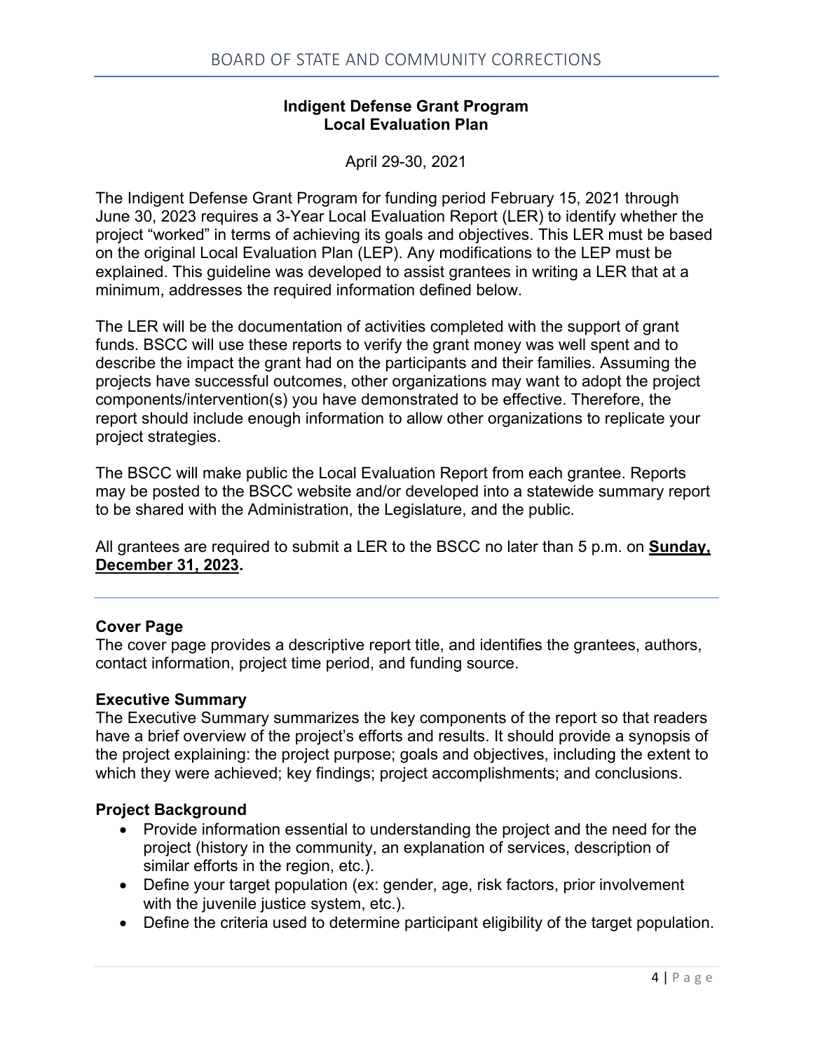**Indigent Defense Grant Program**
**Local Evaluation Plan**

April 29-30, 2021

The Indigent Defense Grant Program for funding period February 15, 2021 through June 30, 2023 requires a 3-Year Local Evaluation Report (LER) to identify whether the project "worked" in terms of achieving its goals and objectives. This LER must be based on the original Local Evaluation Plan (LEP). Any modifications to the LEP must be explained. This guideline was developed to assist grantees in writing a LER that at a minimum, addresses the required information defined below.

The LER will be the documentation of activities completed with the support of grant funds. BSCC will use these reports to verify the grant money was well spent and to describe the impact the grant had on the participants and their families. Assuming the projects have successful outcomes, other organizations may want to adopt the project components/intervention(s) you have demonstrated to be effective. Therefore, the report should include enough information to allow other organizations to replicate your project strategies.

The BSCC will make public the Local Evaluation Report from each grantee. Reports may be posted to the BSCC website and/or developed into a statewide summary report to be shared with the Administration, the Legislature, and the public.

All grantees are required to submit a LER to the BSCC no later than 5 p.m. on **Sunday, December 31, 2023.**

---

**Cover Page**
The cover page provides a descriptive report title, and identifies the grantees, authors, contact information, project time period, and funding source.

**Executive Summary**
The Executive Summary summarizes the key components of the report so that readers have a brief overview of the project's efforts and results. It should provide a synopsis of the project explaining: the project purpose; goals and objectives, including the extent to which they were achieved; key findings; project accomplishments; and conclusions.

**Project Background**

- Provide information essential to understanding the project and the need for the project (history in the community, an explanation of services, description of similar efforts in the region, etc.).
- Define your target population (ex: gender, age, risk factors, prior involvement with the juvenile justice system, etc.).
- Define the criteria used to determine participant eligibility of the target population.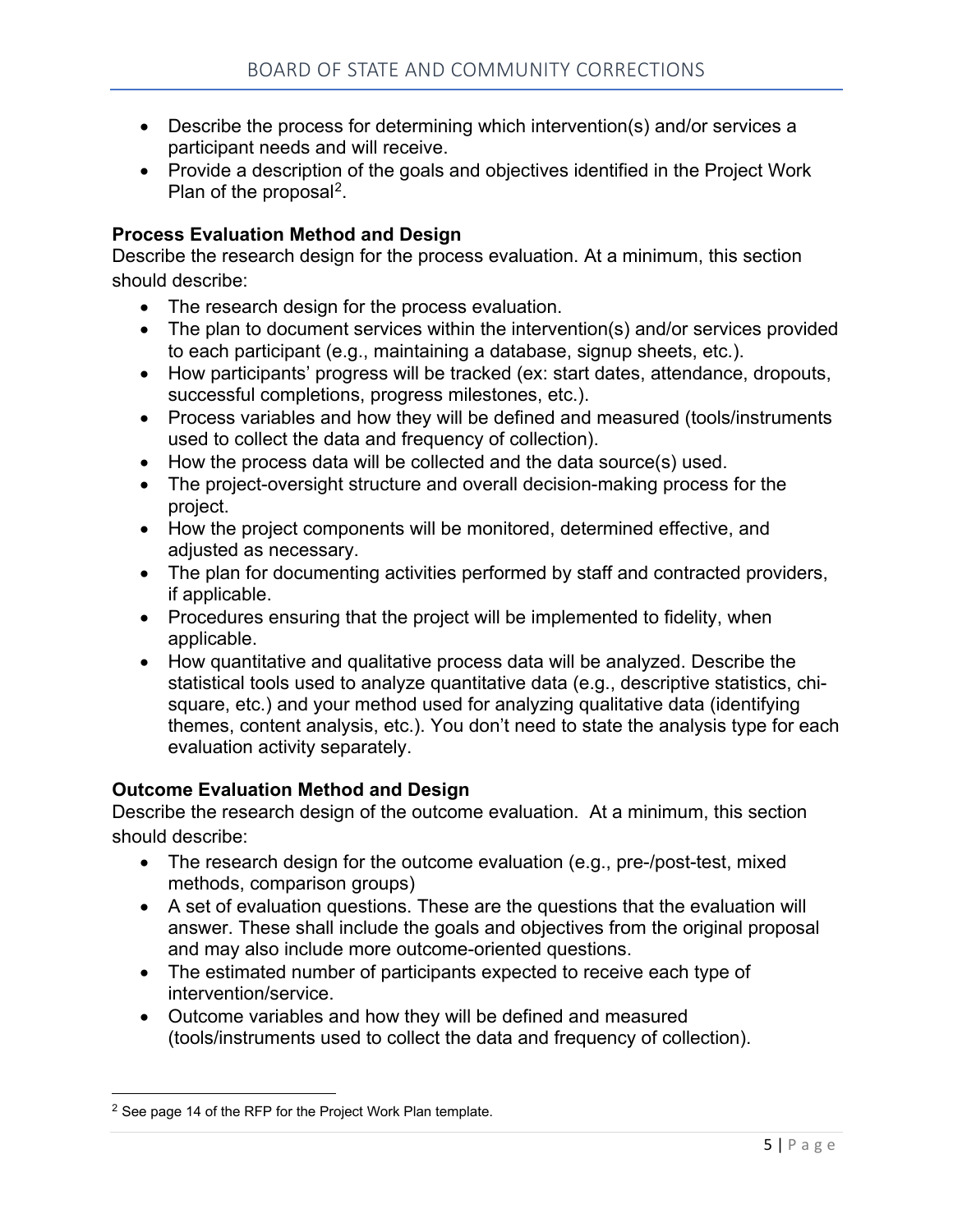- Describe the process for determining which intervention(s) and/or services a participant needs and will receive.
- Provide a description of the goals and objectives identified in the Project Work Plan of the proposal[2].

**Process Evaluation Method and Design**

Describe the research design for the process evaluation. At a minimum, this section should describe:

- The research design for the process evaluation.
- The plan to document services within the intervention(s) and/or services provided to each participant (e.g., maintaining a database, signup sheets, etc.).
- How participants' progress will be tracked (ex: start dates, attendance, dropouts, successful completions, progress milestones, etc.).
- Process variables and how they will be defined and measured (tools/instruments used to collect the data and frequency of collection).
- How the process data will be collected and the data source(s) used.
- The project-oversight structure and overall decision-making process for the project.
- How the project components will be monitored, determined effective, and adjusted as necessary.
- The plan for documenting activities performed by staff and contracted providers, if applicable.
- Procedures ensuring that the project will be implemented to fidelity, when applicable.
- How quantitative and qualitative process data will be analyzed. Describe the statistical tools used to analyze quantitative data (e.g., descriptive statistics, chi-square, etc.) and your method used for analyzing qualitative data (identifying themes, content analysis, etc.). You don't need to state the analysis type for each evaluation activity separately.

**Outcome Evaluation Method and Design**

Describe the research design of the outcome evaluation. At a minimum, this section should describe:

- The research design for the outcome evaluation (e.g., pre-/post-test, mixed methods, comparison groups)
- A set of evaluation questions. These are the questions that the evaluation will answer. These shall include the goals and objectives from the original proposal and may also include more outcome-oriented questions.
- The estimated number of participants expected to receive each type of intervention/service.
- Outcome variables and how they will be defined and measured (tools/instruments used to collect the data and frequency of collection).

---

[2] See page 14 of the RFP for the Project Work Plan template.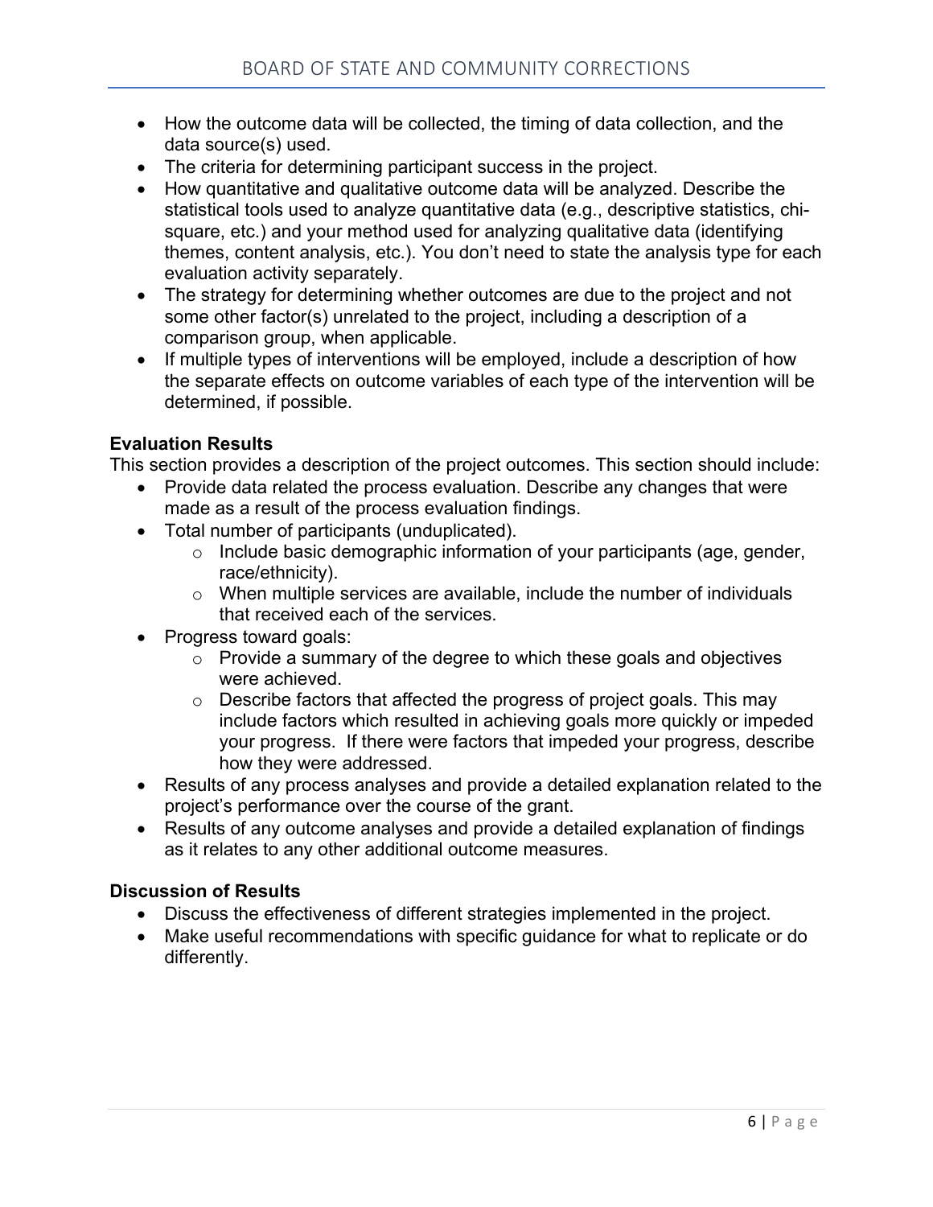- How the outcome data will be collected, the timing of data collection, and the data source(s) used.
- The criteria for determining participant success in the project.
- How quantitative and qualitative outcome data will be analyzed. Describe the statistical tools used to analyze quantitative data (e.g., descriptive statistics, chi-square, etc.) and your method used for analyzing qualitative data (identifying themes, content analysis, etc.). You don't need to state the analysis type for each evaluation activity separately.
- The strategy for determining whether outcomes are due to the project and not some other factor(s) unrelated to the project, including a description of a comparison group, when applicable.
- If multiple types of interventions will be employed, include a description of how the separate effects on outcome variables of each type of the intervention will be determined, if possible.

**Evaluation Results**

This section provides a description of the project outcomes. This section should include:

- Provide data related the process evaluation. Describe any changes that were made as a result of the process evaluation findings.
- Total number of participants (unduplicated).
  - Include basic demographic information of your participants (age, gender, race/ethnicity).
  - When multiple services are available, include the number of individuals that received each of the services.
- Progress toward goals:
  - Provide a summary of the degree to which these goals and objectives were achieved.
  - Describe factors that affected the progress of project goals. This may include factors which resulted in achieving goals more quickly or impeded your progress. If there were factors that impeded your progress, describe how they were addressed.
- Results of any process analyses and provide a detailed explanation related to the project's performance over the course of the grant.
- Results of any outcome analyses and provide a detailed explanation of findings as it relates to any other additional outcome measures.

**Discussion of Results**

- Discuss the effectiveness of different strategies implemented in the project.
- Make useful recommendations with specific guidance for what to replicate or do differently.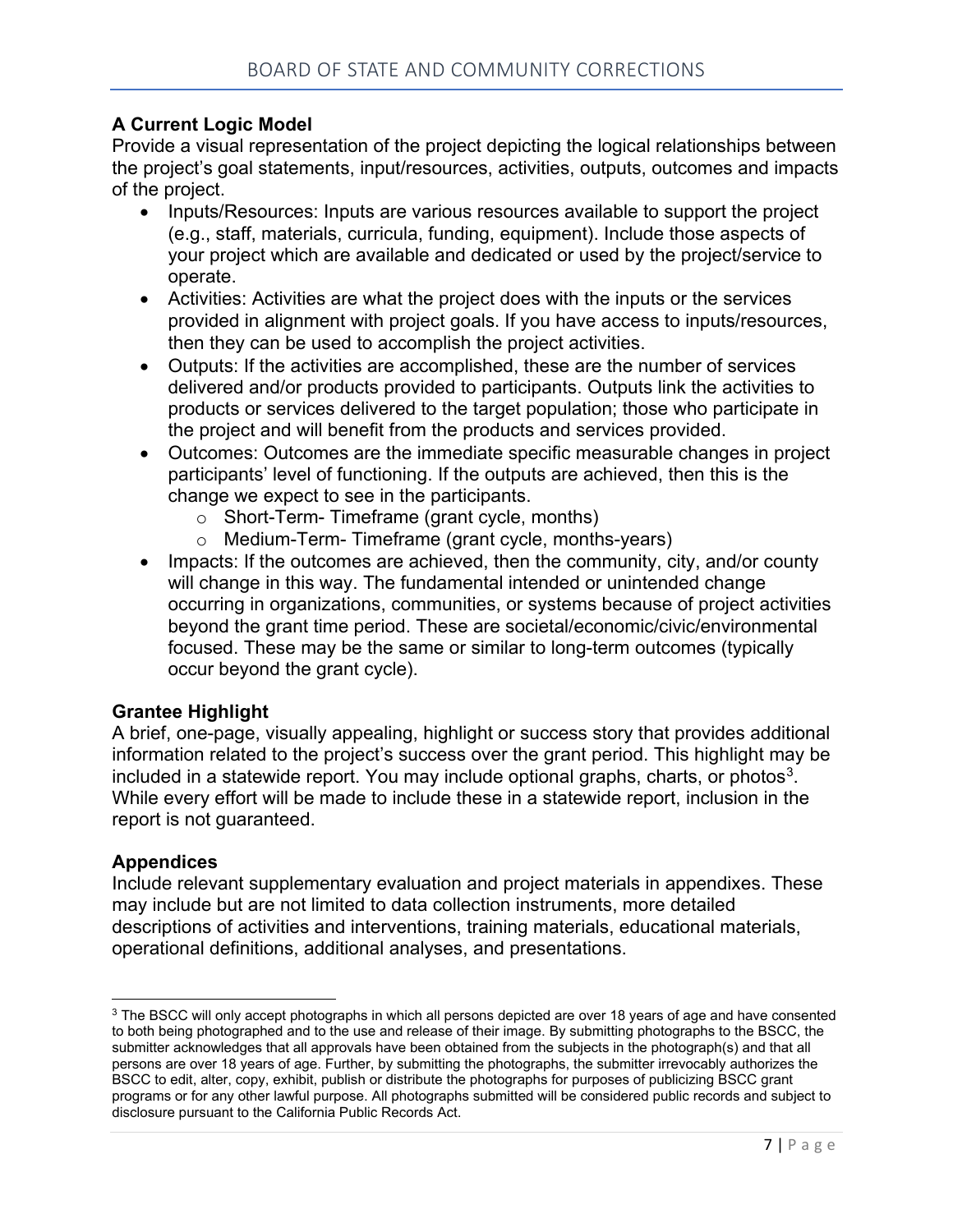### A Current Logic Model

Provide a visual representation of the project depicting the logical relationships between the project's goal statements, input/resources, activities, outputs, outcomes and impacts of the project.

- Inputs/Resources: Inputs are various resources available to support the project (e.g., staff, materials, curricula, funding, equipment). Include those aspects of your project which are available and dedicated or used by the project/service to operate.
- Activities: Activities are what the project does with the inputs or the services provided in alignment with project goals. If you have access to inputs/resources, then they can be used to accomplish the project activities.
- Outputs: If the activities are accomplished, these are the number of services delivered and/or products provided to participants. Outputs link the activities to products or services delivered to the target population; those who participate in the project and will benefit from the products and services provided.
- Outcomes: Outcomes are the immediate specific measurable changes in project participants' level of functioning. If the outputs are achieved, then this is the change we expect to see in the participants.
  - Short-Term- Timeframe (grant cycle, months)
  - Medium-Term- Timeframe (grant cycle, months-years)
- Impacts: If the outcomes are achieved, then the community, city, and/or county will change in this way. The fundamental intended or unintended change occurring in organizations, communities, or systems because of project activities beyond the grant time period. These are societal/economic/civic/environmental focused. These may be the same or similar to long-term outcomes (typically occur beyond the grant cycle).

### Grantee Highlight

A brief, one-page, visually appealing, highlight or success story that provides additional information related to the project's success over the grant period. This highlight may be included in a statewide report. You may include optional graphs, charts, or photos[3]. While every effort will be made to include these in a statewide report, inclusion in the report is not guaranteed.

### Appendices

Include relevant supplementary evaluation and project materials in appendixes. These may include but are not limited to data collection instruments, more detailed descriptions of activities and interventions, training materials, educational materials, operational definitions, additional analyses, and presentations.

[3] The BSCC will only accept photographs in which all persons depicted are over 18 years of age and have consented to both being photographed and to the use and release of their image. By submitting photographs to the BSCC, the submitter acknowledges that all approvals have been obtained from the subjects in the photograph(s) and that all persons are over 18 years of age. Further, by submitting the photographs, the submitter irrevocably authorizes the BSCC to edit, alter, copy, exhibit, publish or distribute the photographs for purposes of publicizing BSCC grant programs or for any other lawful purpose. All photographs submitted will be considered public records and subject to disclosure pursuant to the California Public Records Act.